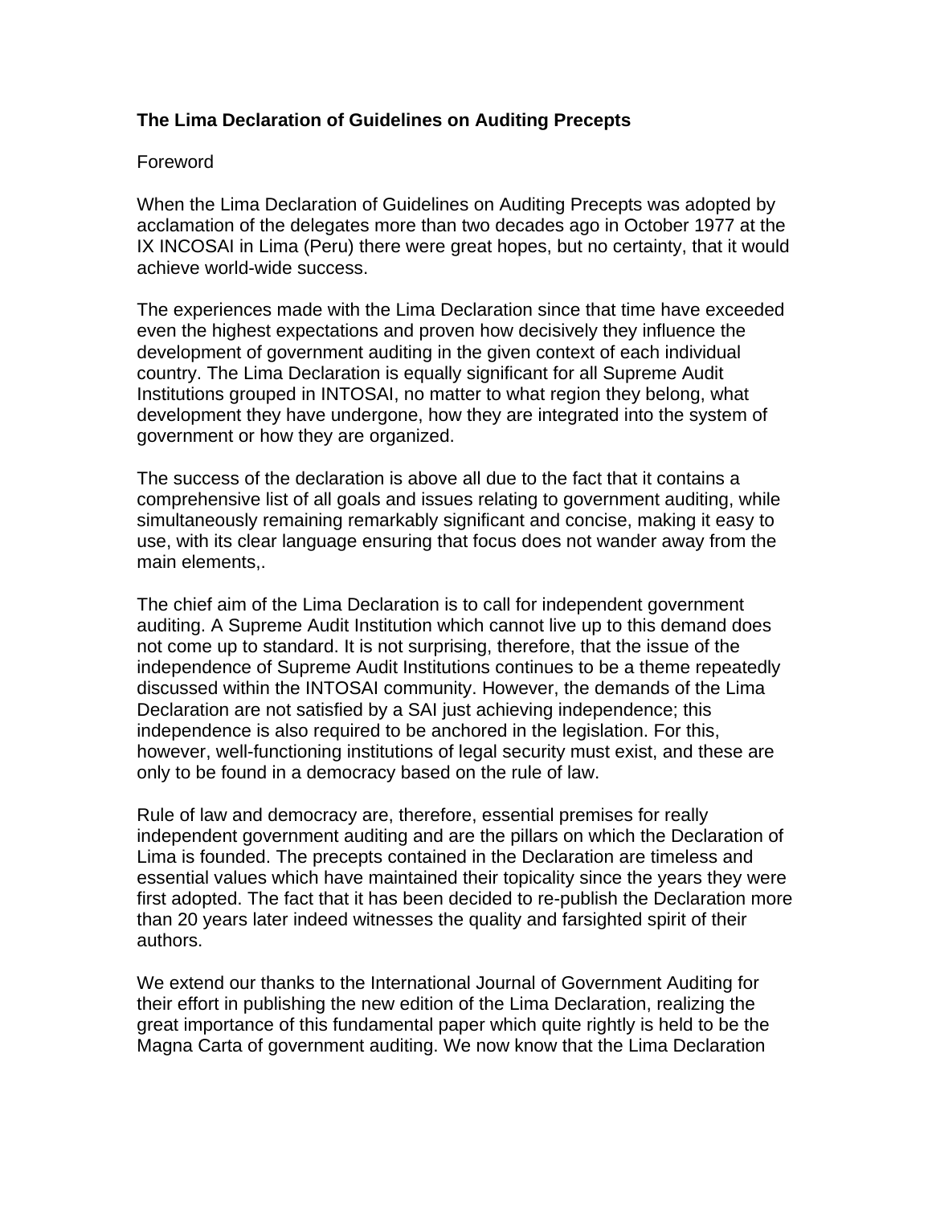# The Lima Declaration of Guidelines on Auditing Precepts

Foreword

When the Lima Declaration of Guidelines on Auditing Precepts was adopted by acclamation of the delegates more than two decades ago in October 1977 at the IX INCOSAI in Lima (Peru) there were great hopes, but no certainty, that it would achieve world-wide success.

The experiences made with the Lima Declaration since that time have exceeded even the highest expectations and proven how decisively they influence the development of government auditing in the given context of each individual country. The Lima Declaration is equally significant for all Supreme Audit Institutions grouped in INTOSAI, no matter to what region they belong, what development they have undergone, how they are integrated into the system of government or how they are organized.

The success of the declaration is above all due to the fact that it contains a comprehensive list of all goals and issues relating to government auditing, while simultaneously remaining remarkably significant and concise, making it easy to use, with its clear language ensuring that focus does not wander away from the main elements,.

The chief aim of the Lima Declaration is to call for independent government auditing. A Supreme Audit Institution which cannot live up to this demand does not come up to standard. It is not surprising, therefore, that the issue of the independence of Supreme Audit Institutions continues to be a theme repeatedly discussed within the INTOSAI community. However, the demands of the Lima Declaration are not satisfied by a SAI just achieving independence; this independence is also required to be anchored in the legislation. For this, however, well-functioning institutions of legal security must exist, and these are only to be found in a democracy based on the rule of law.

Rule of law and democracy are, therefore, essential premises for really independent government auditing and are the pillars on which the Declaration of Lima is founded. The precepts contained in the Declaration are timeless and essential values which have maintained their topicality since the years they were first adopted. The fact that it has been decided to re-publish the Declaration more than 20 years later indeed witnesses the quality and farsighted spirit of their authors.

We extend our thanks to the International Journal of Government Auditing for their effort in publishing the new edition of the Lima Declaration, realizing the great importance of this fundamental paper which quite rightly is held to be the Magna Carta of government auditing. We now know that the Lima Declaration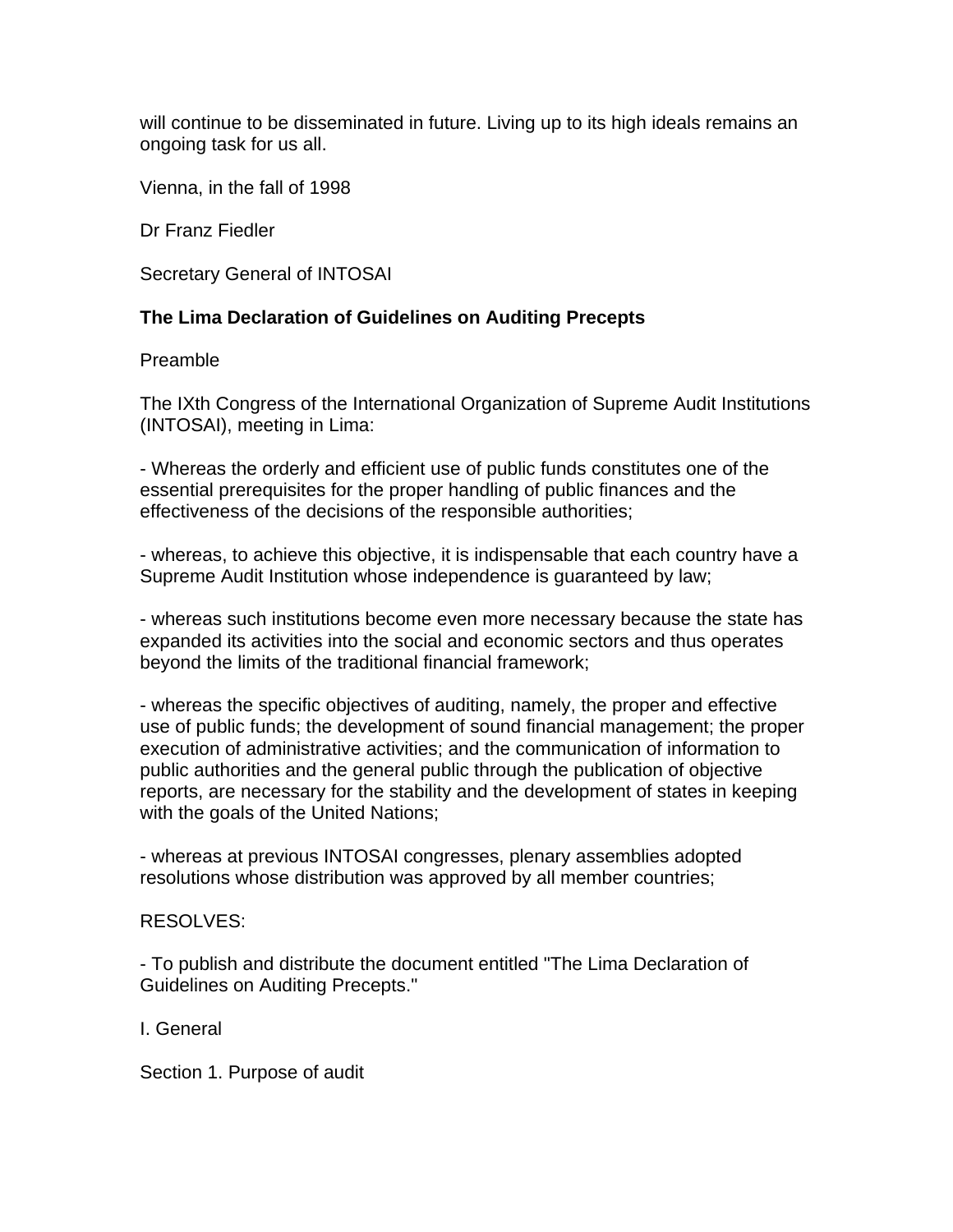will continue to be disseminated in future. Living up to its high ideals remains an ongoing task for us all.

Vienna, in the fall of 1998

Dr Franz Fiedler

Secretary General of INTOSAI

## The Lima Declaration of Guidelines on Auditing Precepts

Preamble

The IXth Congress of the International Organization of Supreme Audit Institutions (INTOSAI), meeting in Lima:

- Whereas the orderly and efficient use of public funds constitutes one of the essential prerequisites for the proper handling of public finances and the effectiveness of the decisions of the responsible authorities;

- whereas, to achieve this objective, it is indispensable that each country have a Supreme Audit Institution whose independence is guaranteed by law;

- whereas such institutions become even more necessary because the state has expanded its activities into the social and economic sectors and thus operates beyond the limits of the traditional financial framework;

- whereas the specific objectives of auditing, namely, the proper and effective use of public funds; the development of sound financial management; the proper execution of administrative activities; and the communication of information to public authorities and the general public through the publication of objective reports, are necessary for the stability and the development of states in keeping with the goals of the United Nations;

- whereas at previous INTOSAI congresses, plenary assemblies adopted resolutions whose distribution was approved by all member countries;

RESOLVES:

- To publish and distribute the document entitled "The Lima Declaration of Guidelines on Auditing Precepts."

I. General

Section 1. Purpose of audit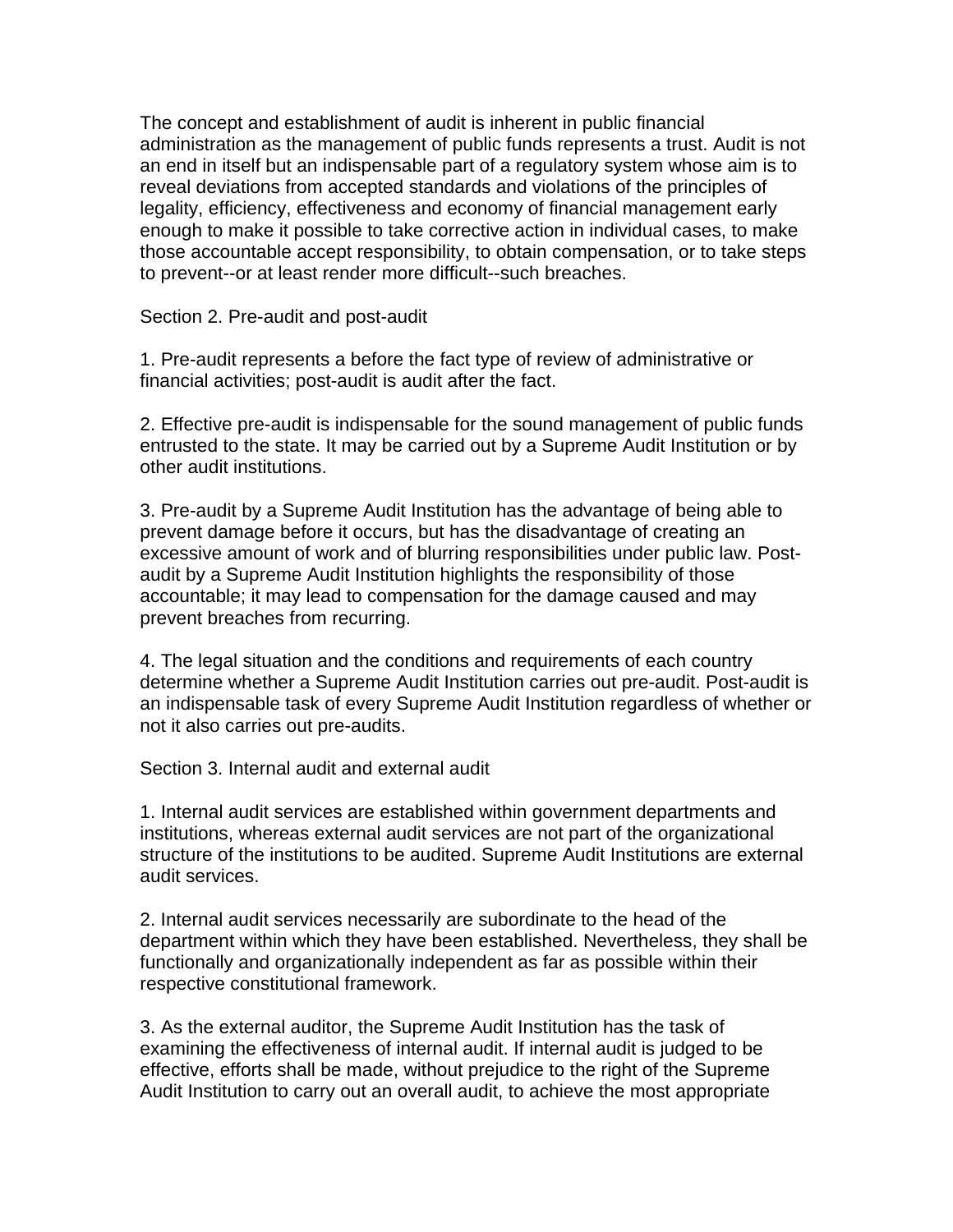The concept and establishment of audit is inherent in public financial administration as the management of public funds represents a trust. Audit is not an end in itself but an indispensable part of a regulatory system whose aim is to reveal deviations from accepted standards and violations of the principles of legality, efficiency, effectiveness and economy of financial management early enough to make it possible to take corrective action in individual cases, to make those accountable accept responsibility, to obtain compensation, or to take steps to prevent--or at least render more difficult--such breaches.

## Section 2. Pre-audit and post-audit

1. Pre-audit represents a before the fact type of review of administrative or financial activities; post-audit is audit after the fact.

2. Effective pre-audit is indispensable for the sound management of public funds entrusted to the state. It may be carried out by a Supreme Audit Institution or by other audit institutions.

3. Pre-audit by a Supreme Audit Institution has the advantage of being able to prevent damage before it occurs, but has the disadvantage of creating an excessive amount of work and of blurring responsibilities under public law. Post-audit by a Supreme Audit Institution highlights the responsibility of those accountable; it may lead to compensation for the damage caused and may prevent breaches from recurring.

4. The legal situation and the conditions and requirements of each country determine whether a Supreme Audit Institution carries out pre-audit. Post-audit is an indispensable task of every Supreme Audit Institution regardless of whether or not it also carries out pre-audits.

## Section 3. Internal audit and external audit

1. Internal audit services are established within government departments and institutions, whereas external audit services are not part of the organizational structure of the institutions to be audited. Supreme Audit Institutions are external audit services.

2. Internal audit services necessarily are subordinate to the head of the department within which they have been established. Nevertheless, they shall be functionally and organizationally independent as far as possible within their respective constitutional framework.

3. As the external auditor, the Supreme Audit Institution has the task of examining the effectiveness of internal audit. If internal audit is judged to be effective, efforts shall be made, without prejudice to the right of the Supreme Audit Institution to carry out an overall audit, to achieve the most appropriate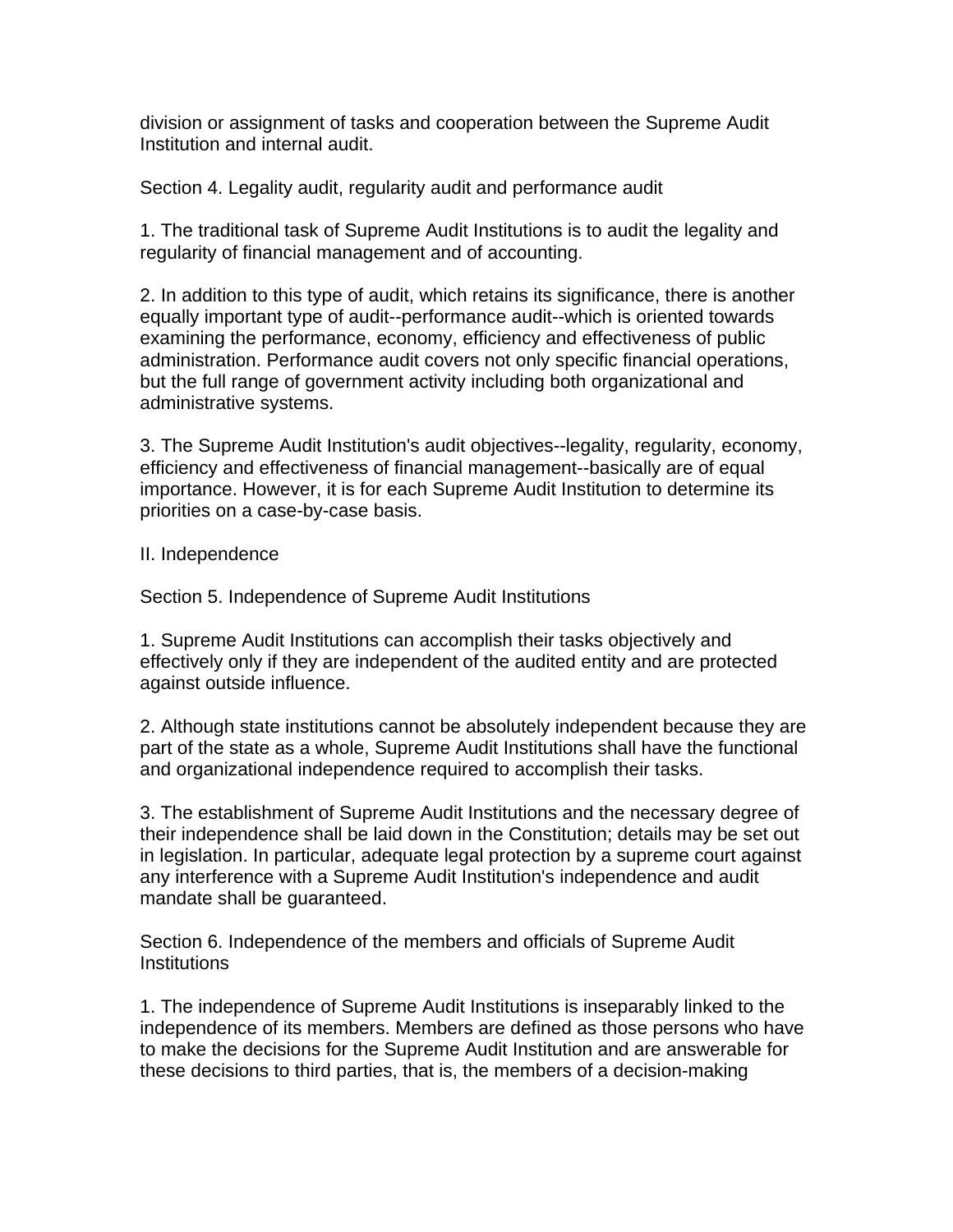division or assignment of tasks and cooperation between the Supreme Audit Institution and internal audit.

### Section 4. Legality audit, regularity audit and performance audit

1. The traditional task of Supreme Audit Institutions is to audit the legality and regularity of financial management and of accounting.

2. In addition to this type of audit, which retains its significance, there is another equally important type of audit--performance audit--which is oriented towards examining the performance, economy, efficiency and effectiveness of public administration. Performance audit covers not only specific financial operations, but the full range of government activity including both organizational and administrative systems.

3. The Supreme Audit Institution's audit objectives--legality, regularity, economy, efficiency and effectiveness of financial management--basically are of equal importance. However, it is for each Supreme Audit Institution to determine its priorities on a case-by-case basis.

## II. Independence

### Section 5. Independence of Supreme Audit Institutions

1. Supreme Audit Institutions can accomplish their tasks objectively and effectively only if they are independent of the audited entity and are protected against outside influence.

2. Although state institutions cannot be absolutely independent because they are part of the state as a whole, Supreme Audit Institutions shall have the functional and organizational independence required to accomplish their tasks.

3. The establishment of Supreme Audit Institutions and the necessary degree of their independence shall be laid down in the Constitution; details may be set out in legislation. In particular, adequate legal protection by a supreme court against any interference with a Supreme Audit Institution's independence and audit mandate shall be guaranteed.

### Section 6. Independence of the members and officials of Supreme Audit Institutions

1. The independence of Supreme Audit Institutions is inseparably linked to the independence of its members. Members are defined as those persons who have to make the decisions for the Supreme Audit Institution and are answerable for these decisions to third parties, that is, the members of a decision-making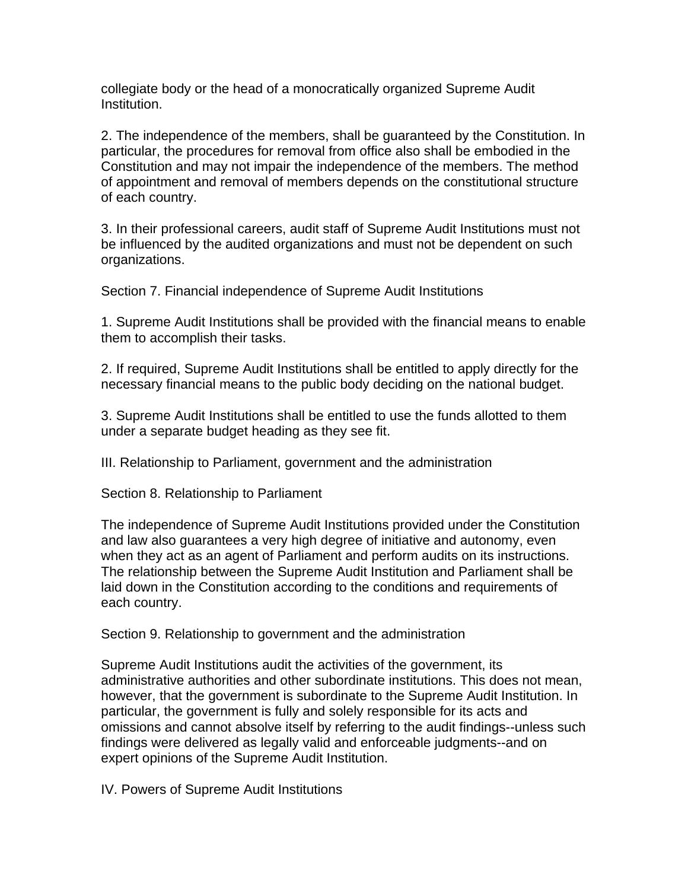collegiate body or the head of a monocratically organized Supreme Audit Institution.

2. The independence of the members, shall be guaranteed by the Constitution. In particular, the procedures for removal from office also shall be embodied in the Constitution and may not impair the independence of the members. The method of appointment and removal of members depends on the constitutional structure of each country.

3. In their professional careers, audit staff of Supreme Audit Institutions must not be influenced by the audited organizations and must not be dependent on such organizations.

### Section 7. Financial independence of Supreme Audit Institutions

1. Supreme Audit Institutions shall be provided with the financial means to enable them to accomplish their tasks.

2. If required, Supreme Audit Institutions shall be entitled to apply directly for the necessary financial means to the public body deciding on the national budget.

3. Supreme Audit Institutions shall be entitled to use the funds allotted to them under a separate budget heading as they see fit.

## III. Relationship to Parliament, government and the administration

### Section 8. Relationship to Parliament

The independence of Supreme Audit Institutions provided under the Constitution and law also guarantees a very high degree of initiative and autonomy, even when they act as an agent of Parliament and perform audits on its instructions. The relationship between the Supreme Audit Institution and Parliament shall be laid down in the Constitution according to the conditions and requirements of each country.

### Section 9. Relationship to government and the administration

Supreme Audit Institutions audit the activities of the government, its administrative authorities and other subordinate institutions. This does not mean, however, that the government is subordinate to the Supreme Audit Institution. In particular, the government is fully and solely responsible for its acts and omissions and cannot absolve itself by referring to the audit findings--unless such findings were delivered as legally valid and enforceable judgments--and on expert opinions of the Supreme Audit Institution.

## IV. Powers of Supreme Audit Institutions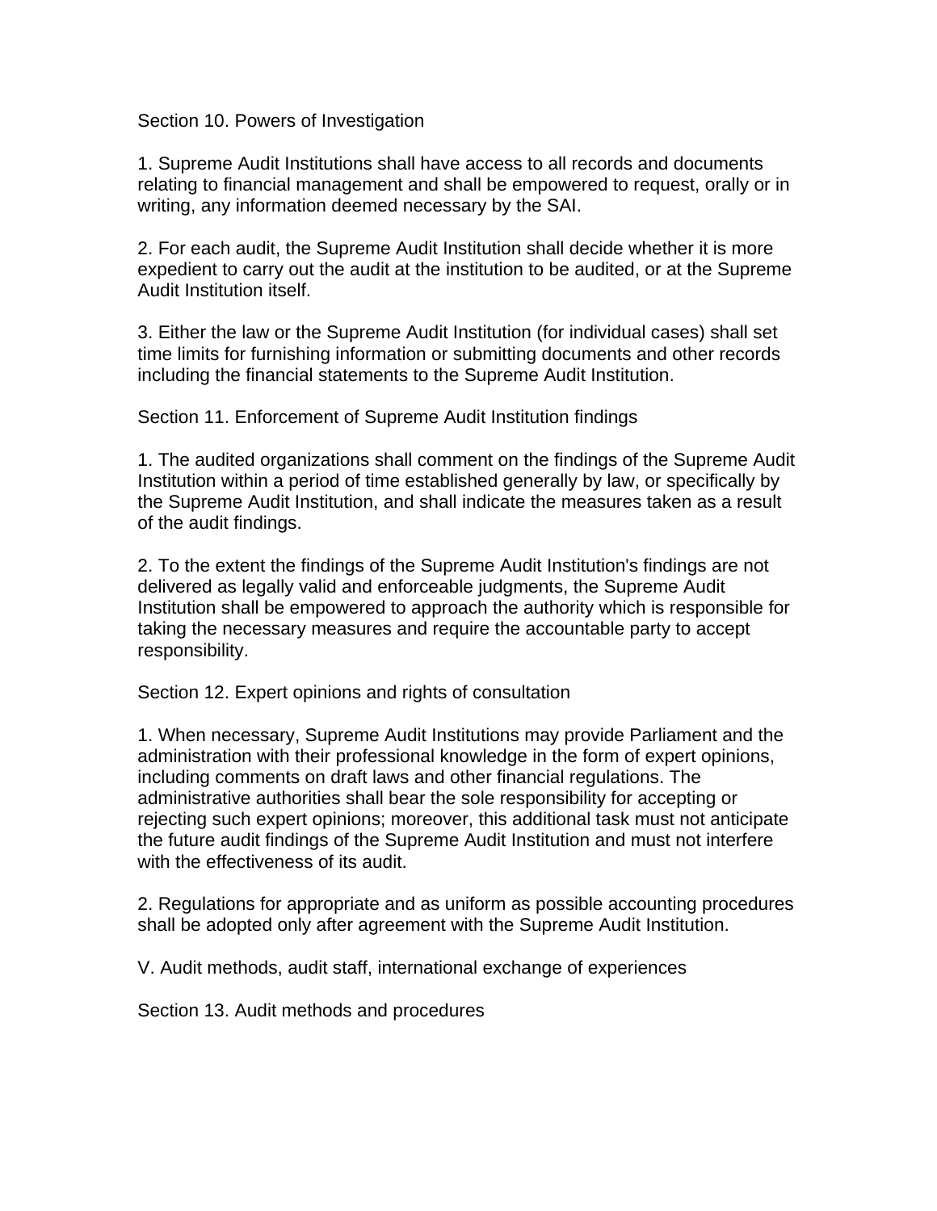## Section 10. Powers of Investigation

1. Supreme Audit Institutions shall have access to all records and documents relating to financial management and shall be empowered to request, orally or in writing, any information deemed necessary by the SAI.

2. For each audit, the Supreme Audit Institution shall decide whether it is more expedient to carry out the audit at the institution to be audited, or at the Supreme Audit Institution itself.

3. Either the law or the Supreme Audit Institution (for individual cases) shall set time limits for furnishing information or submitting documents and other records including the financial statements to the Supreme Audit Institution.

## Section 11. Enforcement of Supreme Audit Institution findings

1. The audited organizations shall comment on the findings of the Supreme Audit Institution within a period of time established generally by law, or specifically by the Supreme Audit Institution, and shall indicate the measures taken as a result of the audit findings.

2. To the extent the findings of the Supreme Audit Institution's findings are not delivered as legally valid and enforceable judgments, the Supreme Audit Institution shall be empowered to approach the authority which is responsible for taking the necessary measures and require the accountable party to accept responsibility.

## Section 12. Expert opinions and rights of consultation

1. When necessary, Supreme Audit Institutions may provide Parliament and the administration with their professional knowledge in the form of expert opinions, including comments on draft laws and other financial regulations. The administrative authorities shall bear the sole responsibility for accepting or rejecting such expert opinions; moreover, this additional task must not anticipate the future audit findings of the Supreme Audit Institution and must not interfere with the effectiveness of its audit.

2. Regulations for appropriate and as uniform as possible accounting procedures shall be adopted only after agreement with the Supreme Audit Institution.

# V. Audit methods, audit staff, international exchange of experiences

## Section 13. Audit methods and procedures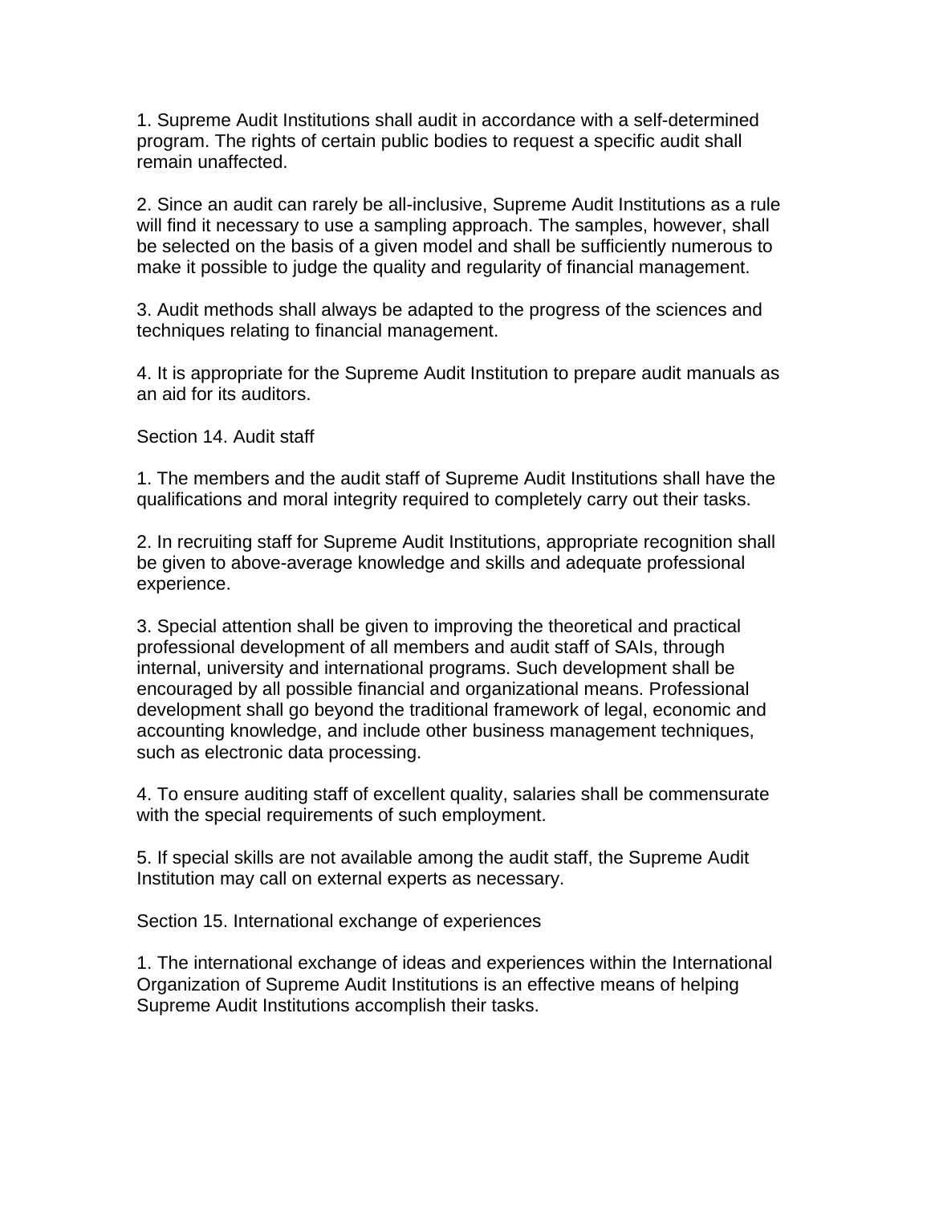1. Supreme Audit Institutions shall audit in accordance with a self-determined program. The rights of certain public bodies to request a specific audit shall remain unaffected.

2. Since an audit can rarely be all-inclusive, Supreme Audit Institutions as a rule will find it necessary to use a sampling approach. The samples, however, shall be selected on the basis of a given model and shall be sufficiently numerous to make it possible to judge the quality and regularity of financial management.

3. Audit methods shall always be adapted to the progress of the sciences and techniques relating to financial management.

4. It is appropriate for the Supreme Audit Institution to prepare audit manuals as an aid for its auditors.

Section 14. Audit staff

1. The members and the audit staff of Supreme Audit Institutions shall have the qualifications and moral integrity required to completely carry out their tasks.

2. In recruiting staff for Supreme Audit Institutions, appropriate recognition shall be given to above-average knowledge and skills and adequate professional experience.

3. Special attention shall be given to improving the theoretical and practical professional development of all members and audit staff of SAIs, through internal, university and international programs. Such development shall be encouraged by all possible financial and organizational means. Professional development shall go beyond the traditional framework of legal, economic and accounting knowledge, and include other business management techniques, such as electronic data processing.

4. To ensure auditing staff of excellent quality, salaries shall be commensurate with the special requirements of such employment.

5. If special skills are not available among the audit staff, the Supreme Audit Institution may call on external experts as necessary.

Section 15. International exchange of experiences

1. The international exchange of ideas and experiences within the International Organization of Supreme Audit Institutions is an effective means of helping Supreme Audit Institutions accomplish their tasks.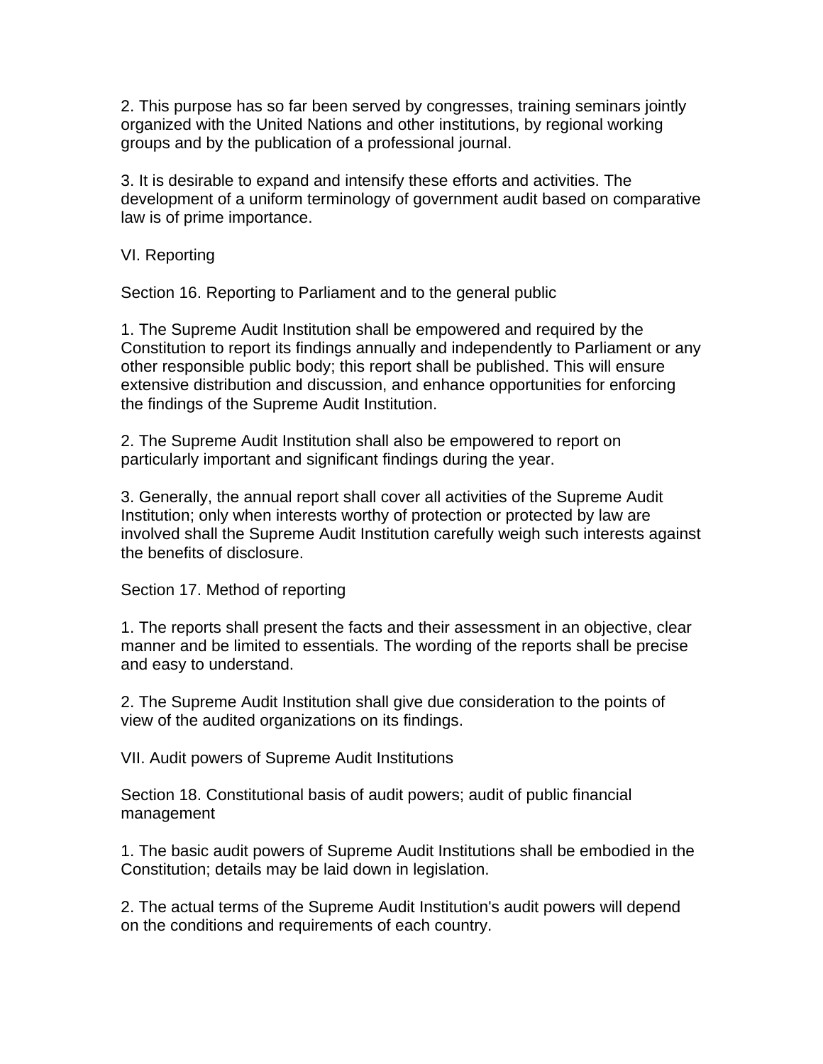2. This purpose has so far been served by congresses, training seminars jointly organized with the United Nations and other institutions, by regional working groups and by the publication of a professional journal.

3. It is desirable to expand and intensify these efforts and activities. The development of a uniform terminology of government audit based on comparative law is of prime importance.

## VI. Reporting

### Section 16. Reporting to Parliament and to the general public

1. The Supreme Audit Institution shall be empowered and required by the Constitution to report its findings annually and independently to Parliament or any other responsible public body; this report shall be published. This will ensure extensive distribution and discussion, and enhance opportunities for enforcing the findings of the Supreme Audit Institution.

2. The Supreme Audit Institution shall also be empowered to report on particularly important and significant findings during the year.

3. Generally, the annual report shall cover all activities of the Supreme Audit Institution; only when interests worthy of protection or protected by law are involved shall the Supreme Audit Institution carefully weigh such interests against the benefits of disclosure.

### Section 17. Method of reporting

1. The reports shall present the facts and their assessment in an objective, clear manner and be limited to essentials. The wording of the reports shall be precise and easy to understand.

2. The Supreme Audit Institution shall give due consideration to the points of view of the audited organizations on its findings.

## VII. Audit powers of Supreme Audit Institutions

### Section 18. Constitutional basis of audit powers; audit of public financial management

1. The basic audit powers of Supreme Audit Institutions shall be embodied in the Constitution; details may be laid down in legislation.

2. The actual terms of the Supreme Audit Institution's audit powers will depend on the conditions and requirements of each country.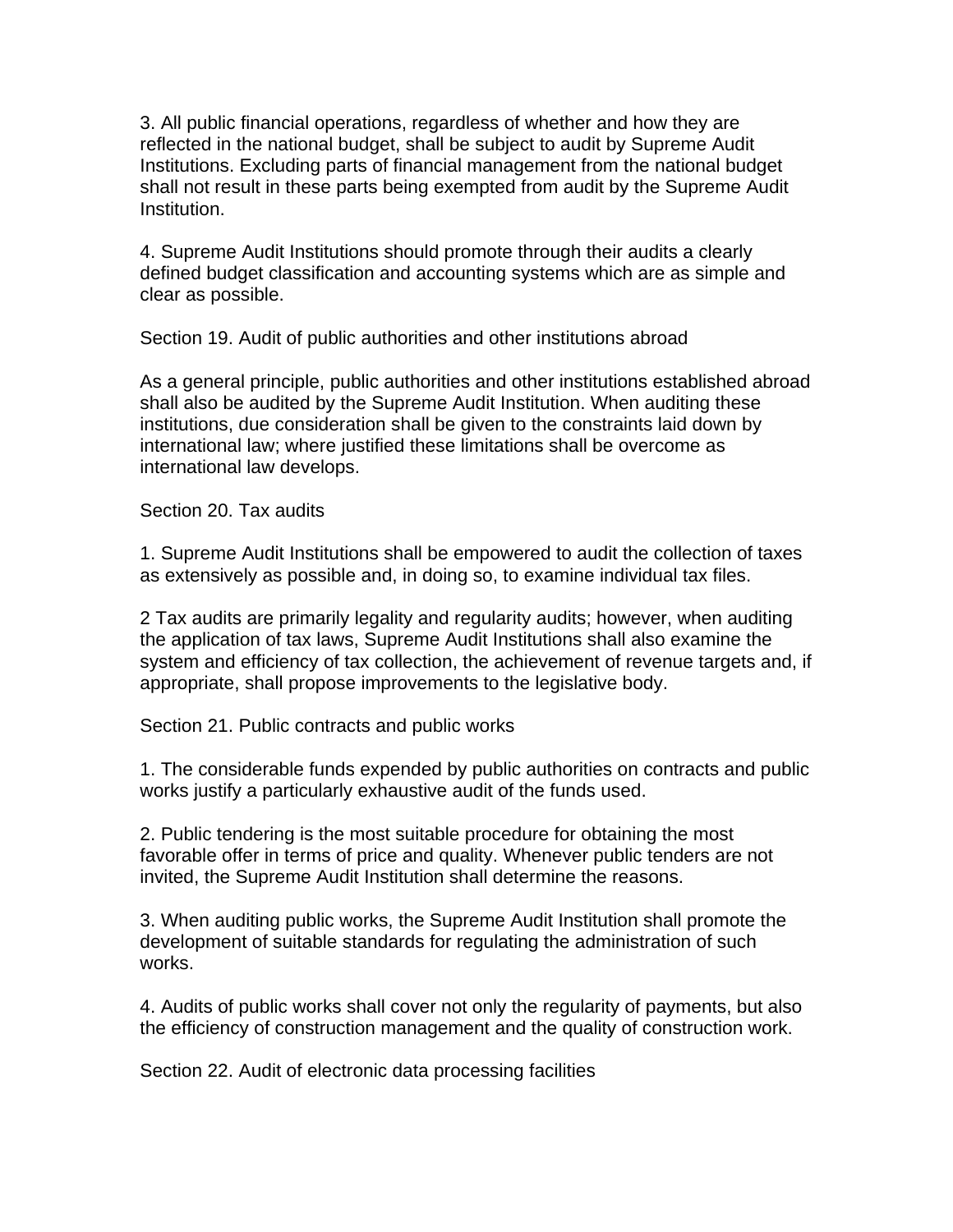3. All public financial operations, regardless of whether and how they are reflected in the national budget, shall be subject to audit by Supreme Audit Institutions. Excluding parts of financial management from the national budget shall not result in these parts being exempted from audit by the Supreme Audit Institution.

4. Supreme Audit Institutions should promote through their audits a clearly defined budget classification and accounting systems which are as simple and clear as possible.

## Section 19. Audit of public authorities and other institutions abroad

As a general principle, public authorities and other institutions established abroad shall also be audited by the Supreme Audit Institution. When auditing these institutions, due consideration shall be given to the constraints laid down by international law; where justified these limitations shall be overcome as international law develops.

## Section 20. Tax audits

1. Supreme Audit Institutions shall be empowered to audit the collection of taxes as extensively as possible and, in doing so, to examine individual tax files.

2 Tax audits are primarily legality and regularity audits; however, when auditing the application of tax laws, Supreme Audit Institutions shall also examine the system and efficiency of tax collection, the achievement of revenue targets and, if appropriate, shall propose improvements to the legislative body.

## Section 21. Public contracts and public works

1. The considerable funds expended by public authorities on contracts and public works justify a particularly exhaustive audit of the funds used.

2. Public tendering is the most suitable procedure for obtaining the most favorable offer in terms of price and quality. Whenever public tenders are not invited, the Supreme Audit Institution shall determine the reasons.

3. When auditing public works, the Supreme Audit Institution shall promote the development of suitable standards for regulating the administration of such works.

4. Audits of public works shall cover not only the regularity of payments, but also the efficiency of construction management and the quality of construction work.

## Section 22. Audit of electronic data processing facilities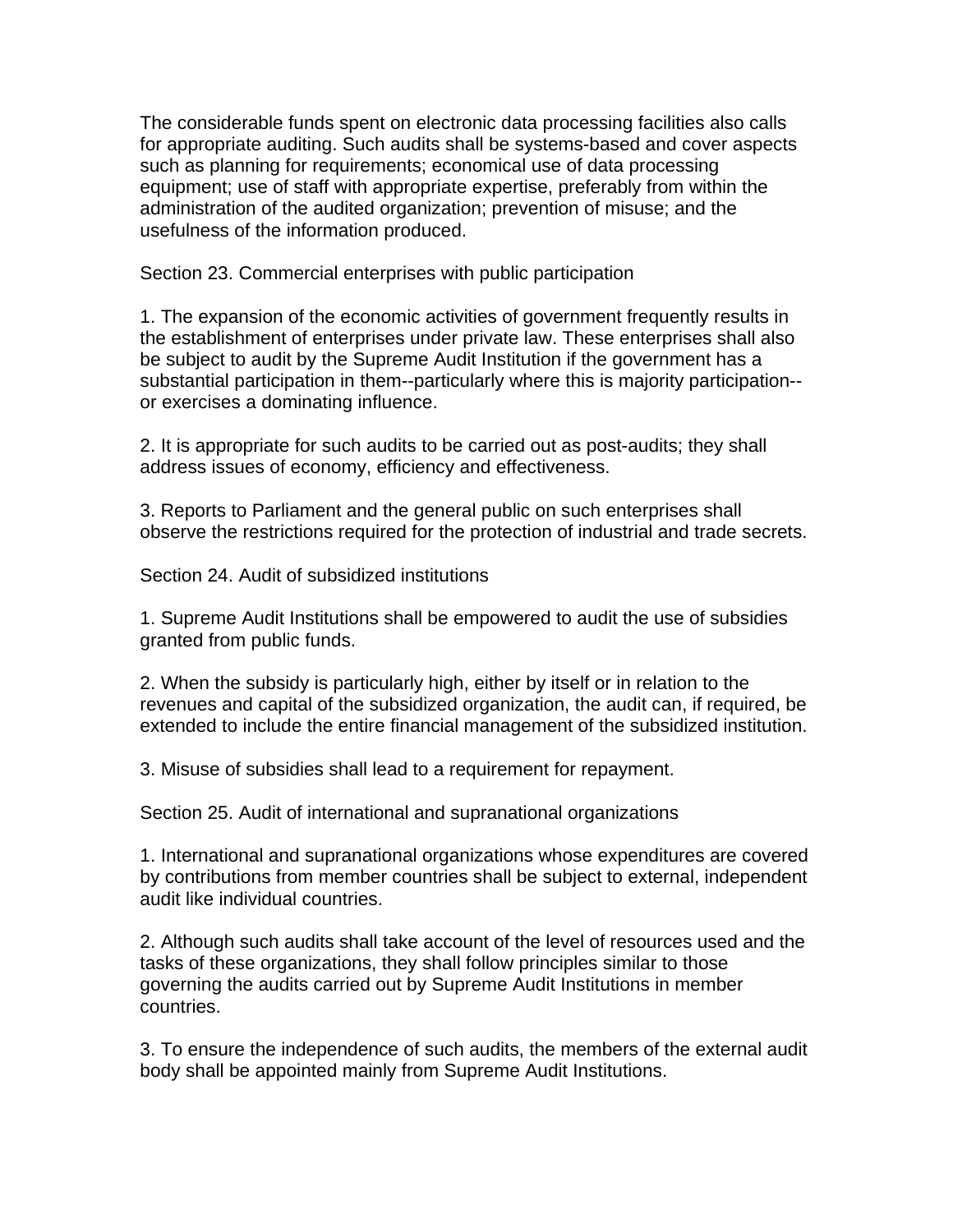The considerable funds spent on electronic data processing facilities also calls for appropriate auditing. Such audits shall be systems-based and cover aspects such as planning for requirements; economical use of data processing equipment; use of staff with appropriate expertise, preferably from within the administration of the audited organization; prevention of misuse; and the usefulness of the information produced.

Section 23. Commercial enterprises with public participation

1. The expansion of the economic activities of government frequently results in the establishment of enterprises under private law. These enterprises shall also be subject to audit by the Supreme Audit Institution if the government has a substantial participation in them--particularly where this is majority participation--or exercises a dominating influence.

2. It is appropriate for such audits to be carried out as post-audits; they shall address issues of economy, efficiency and effectiveness.

3. Reports to Parliament and the general public on such enterprises shall observe the restrictions required for the protection of industrial and trade secrets.

Section 24. Audit of subsidized institutions

1. Supreme Audit Institutions shall be empowered to audit the use of subsidies granted from public funds.

2. When the subsidy is particularly high, either by itself or in relation to the revenues and capital of the subsidized organization, the audit can, if required, be extended to include the entire financial management of the subsidized institution.

3. Misuse of subsidies shall lead to a requirement for repayment.

Section 25. Audit of international and supranational organizations

1. International and supranational organizations whose expenditures are covered by contributions from member countries shall be subject to external, independent audit like individual countries.

2. Although such audits shall take account of the level of resources used and the tasks of these organizations, they shall follow principles similar to those governing the audits carried out by Supreme Audit Institutions in member countries.

3. To ensure the independence of such audits, the members of the external audit body shall be appointed mainly from Supreme Audit Institutions.